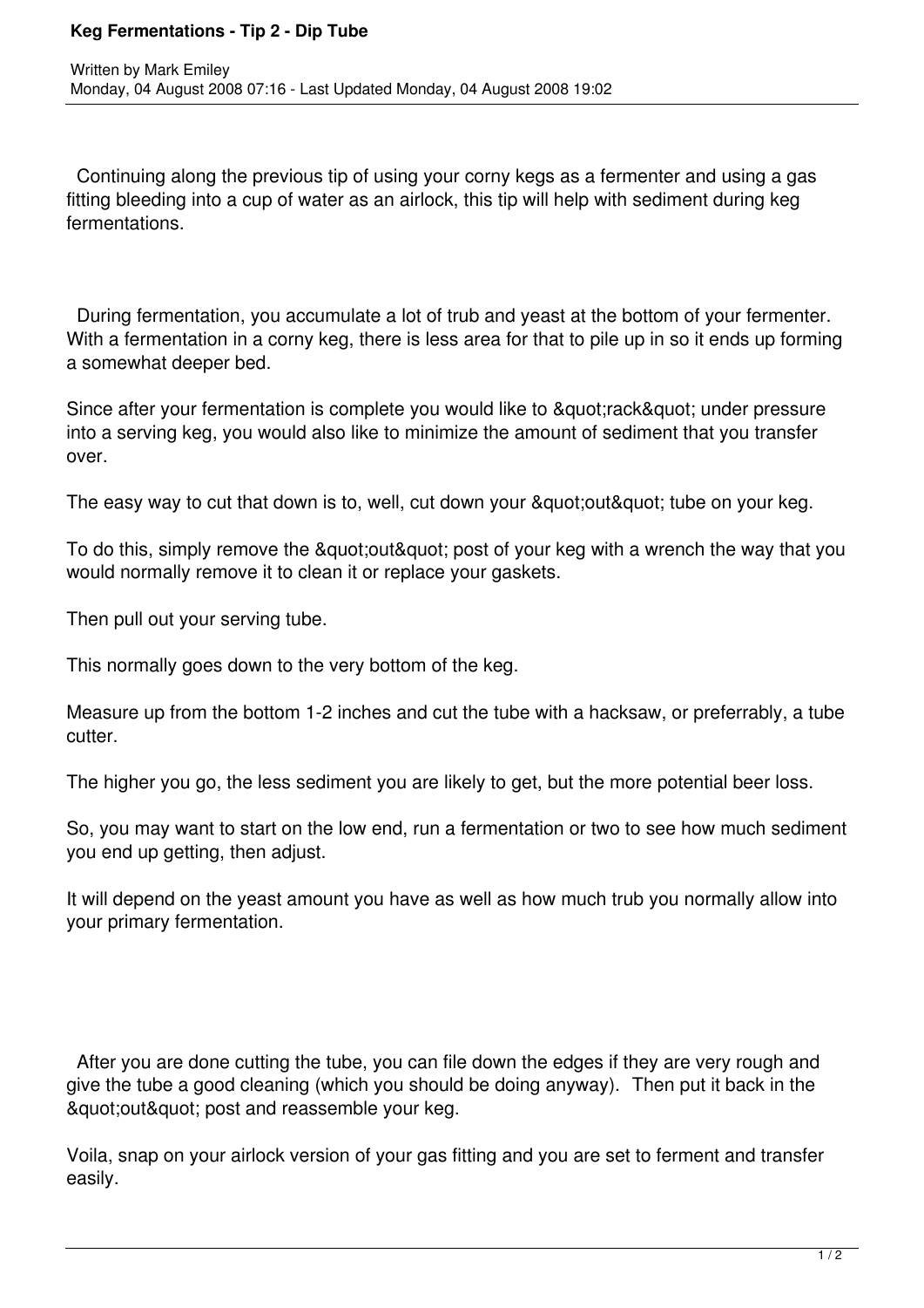# Keg Fermentations - Tip 2 - Dip Tube

Written by Mark Emiley
Monday, 04 August 2008 07:16 - Last Updated Monday, 04 August 2008 19:02

Continuing along the previous tip of using your corny kegs as a fermenter and using a gas fitting bleeding into a cup of water as an airlock, this tip will help with sediment during keg fermentations.

During fermentation, you accumulate a lot of trub and yeast at the bottom of your fermenter. With a fermentation in a corny keg, there is less area for that to pile up in so it ends up forming a somewhat deeper bed.

Since after your fermentation is complete you would like to &quot;rack&quot; under pressure into a serving keg, you would also like to minimize the amount of sediment that you transfer over.

The easy way to cut that down is to, well, cut down your &quot;out&quot; tube on your keg.

To do this, simply remove the &quot;out&quot; post of your keg with a wrench the way that you would normally remove it to clean it or replace your gaskets.

Then pull out your serving tube.

This normally goes down to the very bottom of the keg.

Measure up from the bottom 1-2 inches and cut the tube with a hacksaw, or preferrably, a tube cutter.

The higher you go, the less sediment you are likely to get, but the more potential beer loss.

So, you may want to start on the low end, run a fermentation or two to see how much sediment you end up getting, then adjust.

It will depend on the yeast amount you have as well as how much trub you normally allow into your primary fermentation.

After you are done cutting the tube, you can file down the edges if they are very rough and give the tube a good cleaning (which you should be doing anyway). Then put it back in the &quot;out&quot; post and reassemble your keg.

Voila, snap on your airlock version of your gas fitting and you are set to ferment and transfer easily.